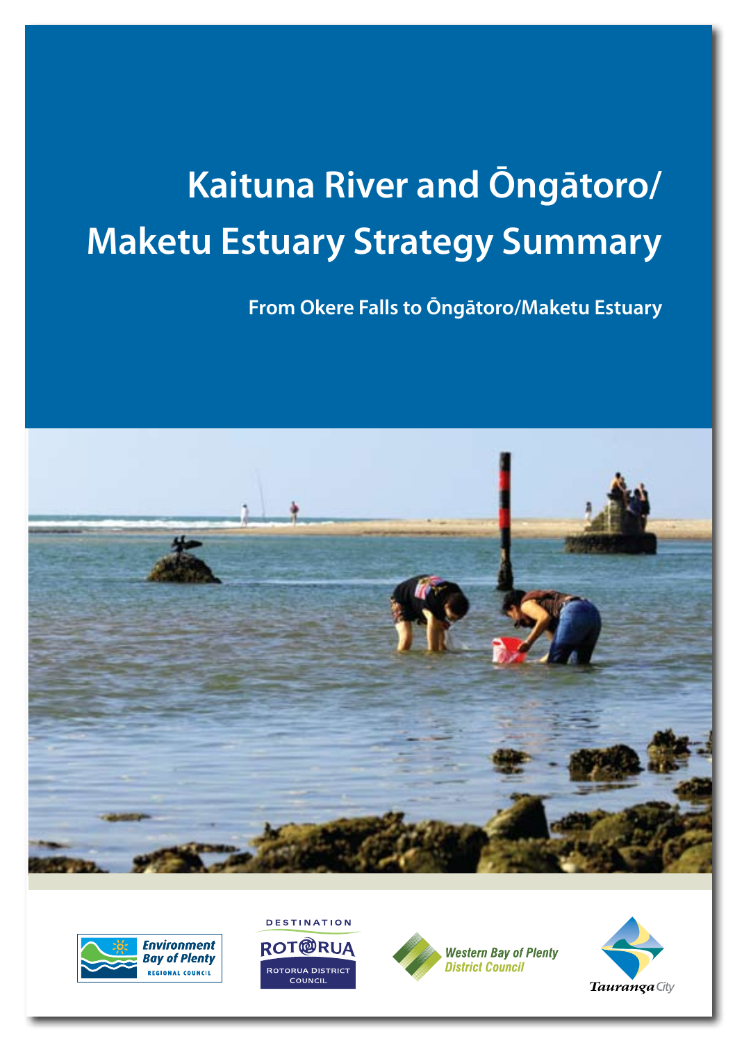# Kaituna River and Ōngātoro/ Maketu Estuary Strategy Summary

## From Okere Falls to Ōngātoro/Maketu Estuary

Environment Bay of Plenty Regional Council

Destination Rotorua — Rotorua District Council

Western Bay of Plenty District Council

Tauranga City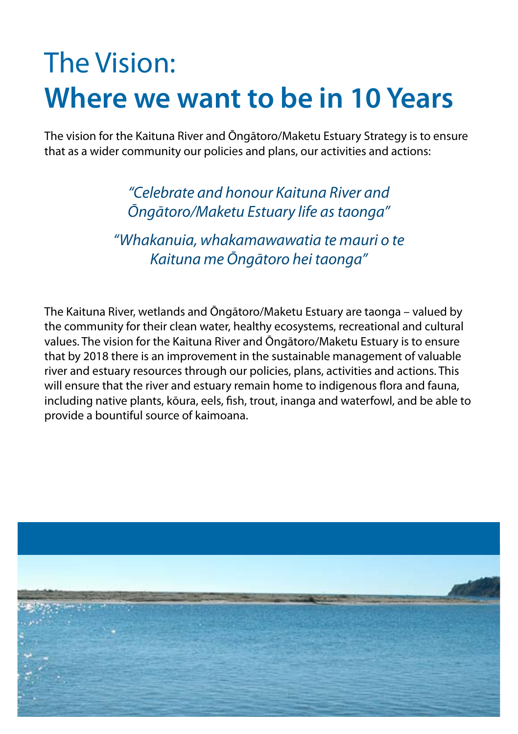# The Vision: **Where we want to be in 10 Years**

The vision for the Kaituna River and Ōngātoro/Maketu Estuary Strategy is to ensure that as a wider community our policies and plans, our activities and actions:

*"Celebrate and honour Kaituna River and Ōngātoro/Maketu Estuary life as taonga"*

*"Whakanuia, whakamawawatia te mauri o te Kaituna me Ōngātoro hei taonga"*

The Kaituna River, wetlands and Ōngātoro/Maketu Estuary are taonga – valued by the community for their clean water, healthy ecosystems, recreational and cultural values. The vision for the Kaituna River and Ōngātoro/Maketu Estuary is to ensure that by 2018 there is an improvement in the sustainable management of valuable river and estuary resources through our policies, plans, activities and actions. This will ensure that the river and estuary remain home to indigenous flora and fauna, including native plants, kōura, eels, fish, trout, inanga and waterfowl, and be able to provide a bountiful source of kaimoana.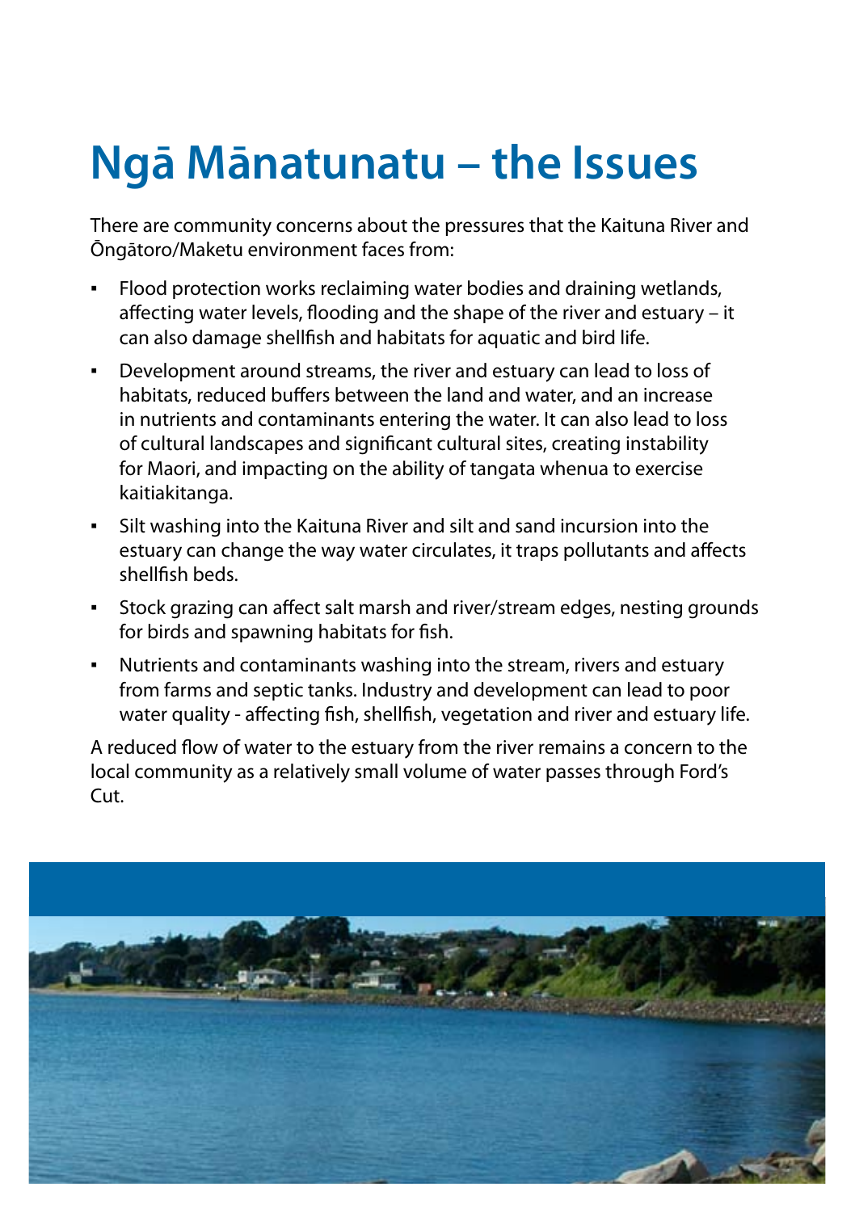# Ngā Mānatunatu – the Issues

There are community concerns about the pressures that the Kaituna River and Ōngātoro/Maketu environment faces from:

- Flood protection works reclaiming water bodies and draining wetlands, affecting water levels, flooding and the shape of the river and estuary – it can also damage shellfish and habitats for aquatic and bird life.
- Development around streams, the river and estuary can lead to loss of habitats, reduced buffers between the land and water, and an increase in nutrients and contaminants entering the water. It can also lead to loss of cultural landscapes and significant cultural sites, creating instability for Maori, and impacting on the ability of tangata whenua to exercise kaitiakitanga.
- Silt washing into the Kaituna River and silt and sand incursion into the estuary can change the way water circulates, it traps pollutants and affects shellfish beds.
- Stock grazing can affect salt marsh and river/stream edges, nesting grounds for birds and spawning habitats for fish.
- Nutrients and contaminants washing into the stream, rivers and estuary from farms and septic tanks. Industry and development can lead to poor water quality - affecting fish, shellfish, vegetation and river and estuary life.

A reduced flow of water to the estuary from the river remains a concern to the local community as a relatively small volume of water passes through Ford's Cut.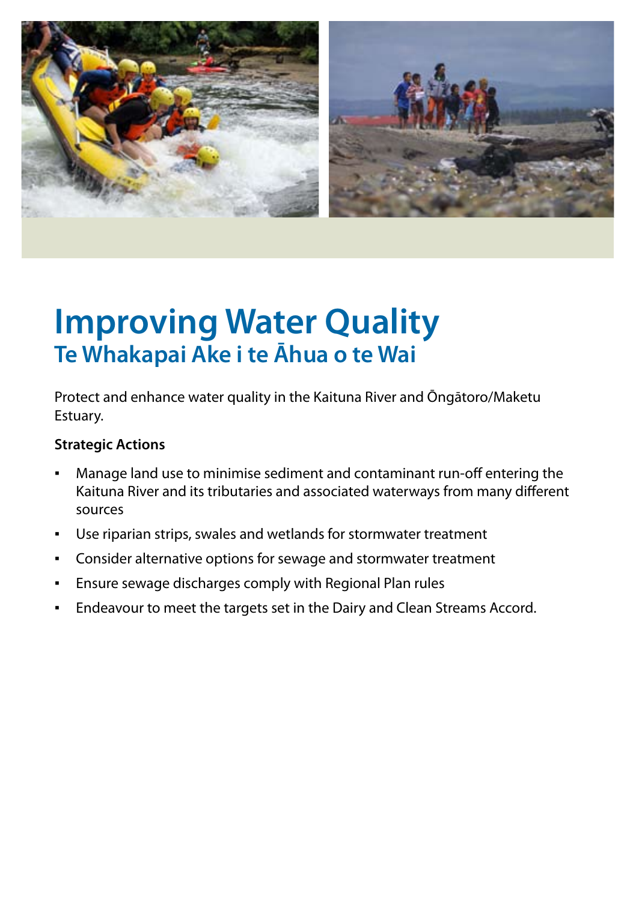# Improving Water Quality
## Te Whakapai Ake i te Āhua o te Wai

Protect and enhance water quality in the Kaituna River and Ōngātoro/Maketu Estuary.

**Strategic Actions**

- Manage land use to minimise sediment and contaminant run-off entering the Kaituna River and its tributaries and associated waterways from many different sources
- Use riparian strips, swales and wetlands for stormwater treatment
- Consider alternative options for sewage and stormwater treatment
- Ensure sewage discharges comply with Regional Plan rules
- Endeavour to meet the targets set in the Dairy and Clean Streams Accord.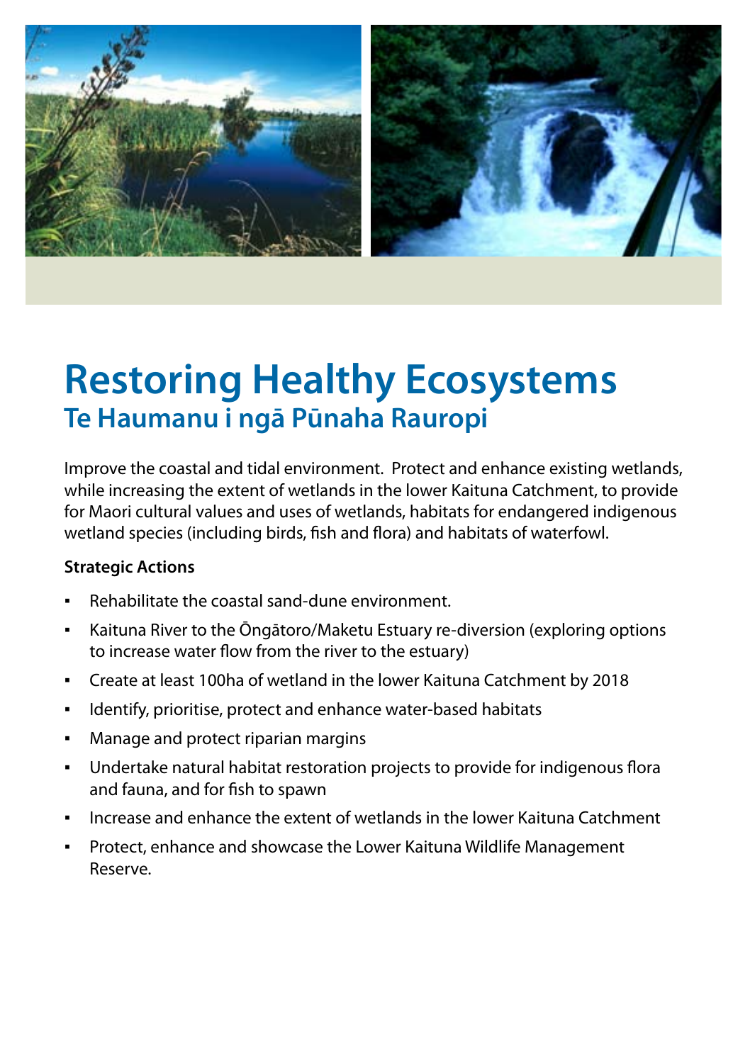# Restoring Healthy Ecosystems

## Te Haumanu i ngā Pūnaha Rauropi

Improve the coastal and tidal environment. Protect and enhance existing wetlands, while increasing the extent of wetlands in the lower Kaituna Catchment, to provide for Maori cultural values and uses of wetlands, habitats for endangered indigenous wetland species (including birds, fish and flora) and habitats of waterfowl.

**Strategic Actions**

- Rehabilitate the coastal sand-dune environment.
- Kaituna River to the Ōngātoro/Maketu Estuary re-diversion (exploring options to increase water flow from the river to the estuary)
- Create at least 100ha of wetland in the lower Kaituna Catchment by 2018
- Identify, prioritise, protect and enhance water-based habitats
- Manage and protect riparian margins
- Undertake natural habitat restoration projects to provide for indigenous flora and fauna, and for fish to spawn
- Increase and enhance the extent of wetlands in the lower Kaituna Catchment
- Protect, enhance and showcase the Lower Kaituna Wildlife Management Reserve.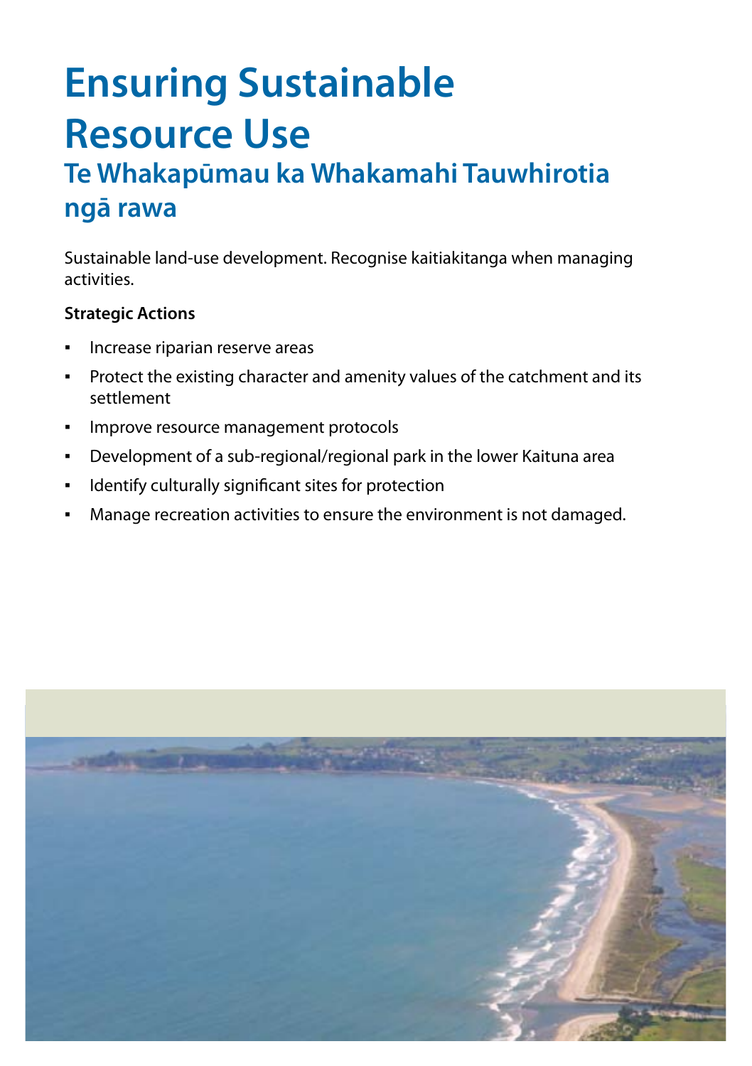# Ensuring Sustainable Resource Use

## Te Whakapūmau ka Whakamahi Tauwhirotia ngā rawa

Sustainable land-use development. Recognise kaitiakitanga when managing activities.

**Strategic Actions**

- Increase riparian reserve areas
- Protect the existing character and amenity values of the catchment and its settlement
- Improve resource management protocols
- Development of a sub-regional/regional park in the lower Kaituna area
- Identify culturally significant sites for protection
- Manage recreation activities to ensure the environment is not damaged.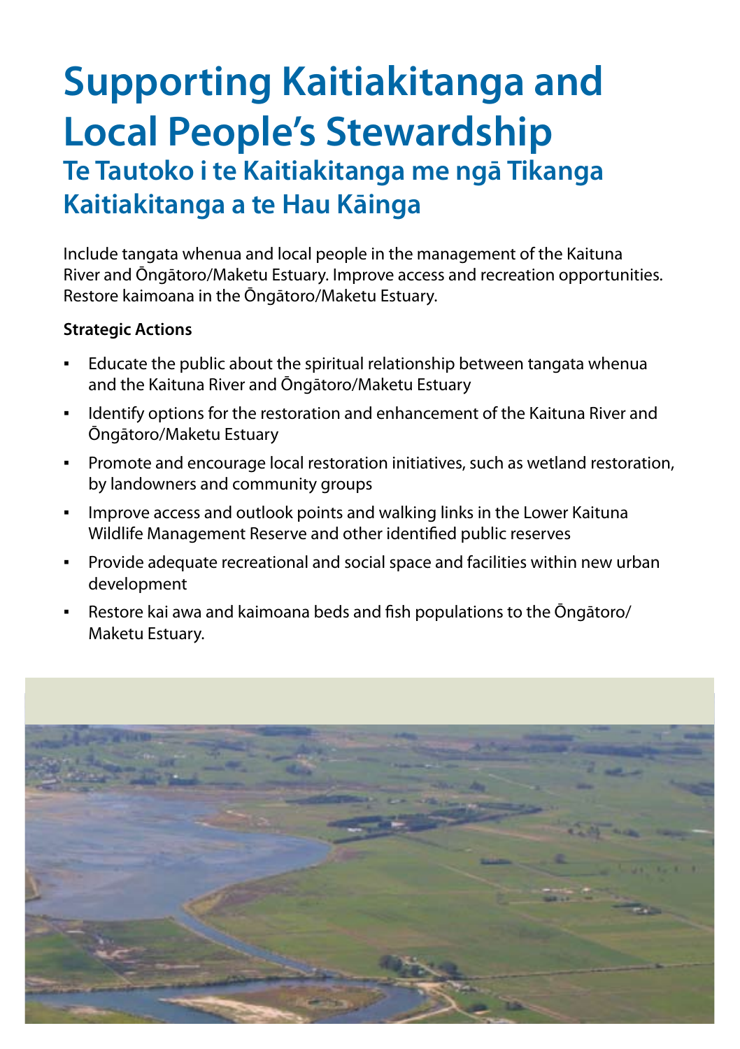# Supporting Kaitiakitanga and Local People's Stewardship

## Te Tautoko i te Kaitiakitanga me ngā Tikanga Kaitiakitanga a te Hau Kāinga

Include tangata whenua and local people in the management of the Kaituna River and Ōngātoro/Maketu Estuary. Improve access and recreation opportunities. Restore kaimoana in the Ōngātoro/Maketu Estuary.

**Strategic Actions**

- Educate the public about the spiritual relationship between tangata whenua and the Kaituna River and Ōngātoro/Maketu Estuary
- Identify options for the restoration and enhancement of the Kaituna River and Ōngātoro/Maketu Estuary
- Promote and encourage local restoration initiatives, such as wetland restoration, by landowners and community groups
- Improve access and outlook points and walking links in the Lower Kaituna Wildlife Management Reserve and other identified public reserves
- Provide adequate recreational and social space and facilities within new urban development
- Restore kai awa and kaimoana beds and fish populations to the Ōngātoro/Maketu Estuary.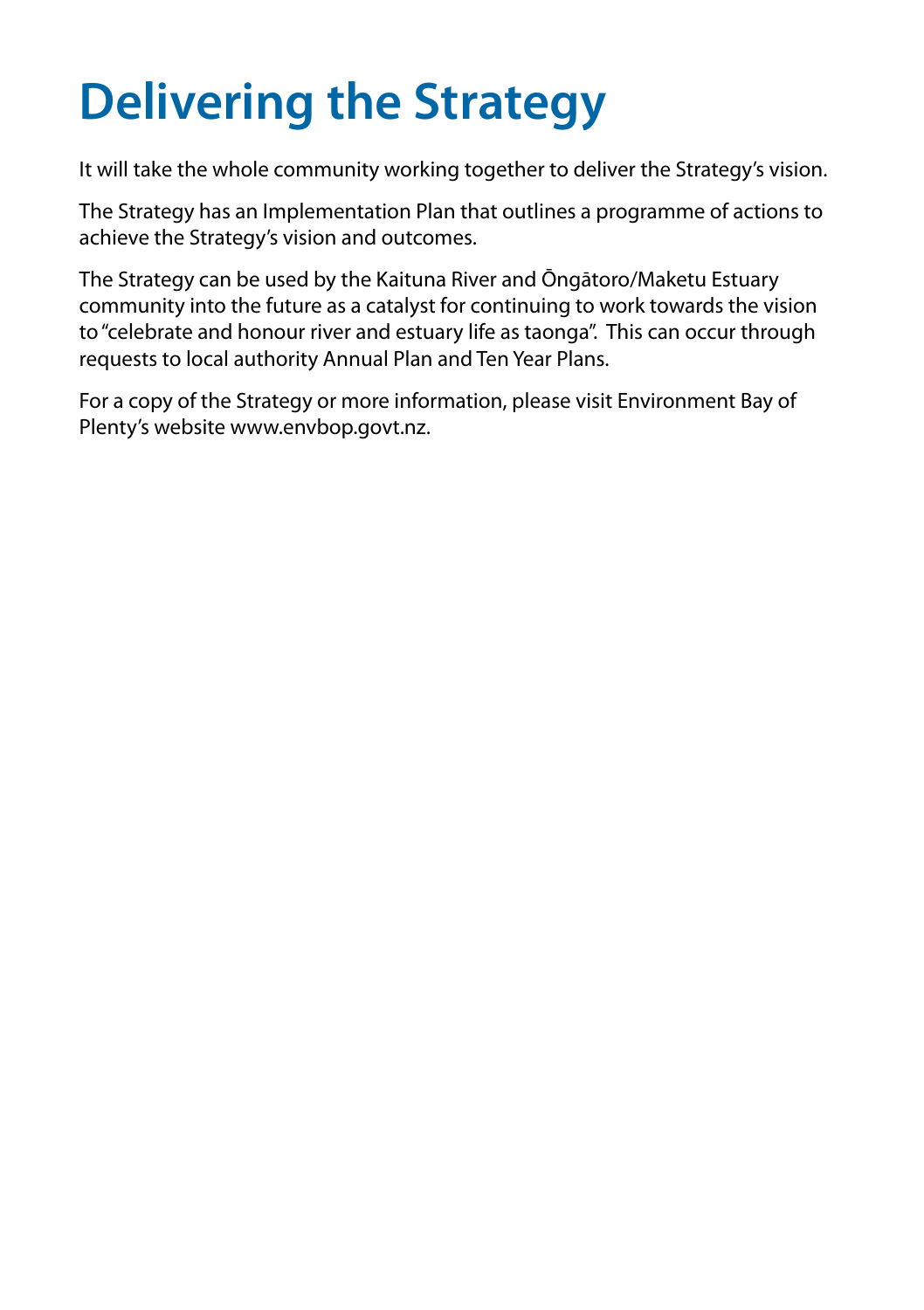# Delivering the Strategy

It will take the whole community working together to deliver the Strategy's vision.

The Strategy has an Implementation Plan that outlines a programme of actions to achieve the Strategy's vision and outcomes.

The Strategy can be used by the Kaituna River and Ōngātoro/Maketu Estuary community into the future as a catalyst for continuing to work towards the vision to "celebrate and honour river and estuary life as taonga". This can occur through requests to local authority Annual Plan and Ten Year Plans.

For a copy of the Strategy or more information, please visit Environment Bay of Plenty's website www.envbop.govt.nz.